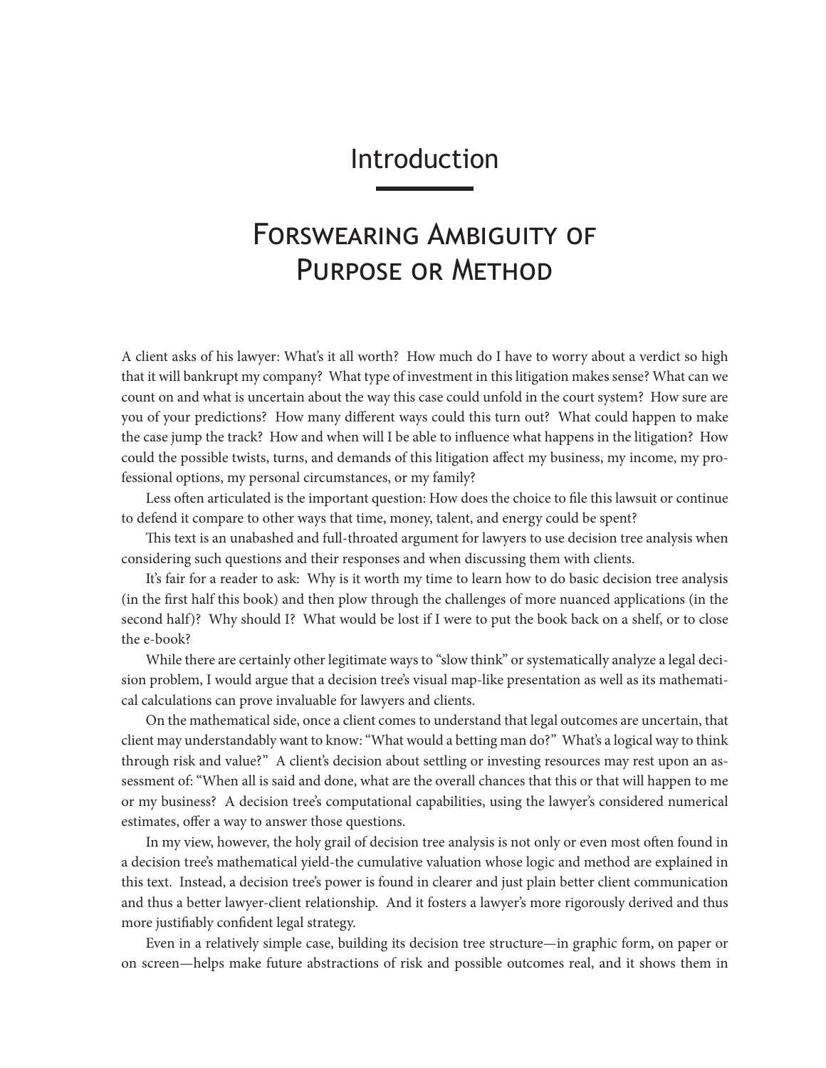# Introduction

## Forswearing Ambiguity of Purpose or Method

A client asks of his lawyer: What's it all worth? How much do I have to worry about a verdict so high that it will bankrupt my company? What type of investment in this litigation makes sense? What can we count on and what is uncertain about the way this case could unfold in the court system? How sure are you of your predictions? How many different ways could this turn out? What could happen to make the case jump the track? How and when will I be able to influence what happens in the litigation? How could the possible twists, turns, and demands of this litigation affect my business, my income, my professional options, my personal circumstances, or my family?

Less often articulated is the important question: How does the choice to file this lawsuit or continue to defend it compare to other ways that time, money, talent, and energy could be spent?

This text is an unabashed and full-throated argument for lawyers to use decision tree analysis when considering such questions and their responses and when discussing them with clients.

It's fair for a reader to ask: Why is it worth my time to learn how to do basic decision tree analysis (in the first half this book) and then plow through the challenges of more nuanced applications (in the second half)? Why should I? What would be lost if I were to put the book back on a shelf, or to close the e-book?

While there are certainly other legitimate ways to "slow think" or systematically analyze a legal decision problem, I would argue that a decision tree's visual map-like presentation as well as its mathematical calculations can prove invaluable for lawyers and clients.

On the mathematical side, once a client comes to understand that legal outcomes are uncertain, that client may understandably want to know: "What would a betting man do?" What's a logical way to think through risk and value?" A client's decision about settling or investing resources may rest upon an assessment of: "When all is said and done, what are the overall chances that this or that will happen to me or my business? A decision tree's computational capabilities, using the lawyer's considered numerical estimates, offer a way to answer those questions.

In my view, however, the holy grail of decision tree analysis is not only or even most often found in a decision tree's mathematical yield-the cumulative valuation whose logic and method are explained in this text. Instead, a decision tree's power is found in clearer and just plain better client communication and thus a better lawyer-client relationship. And it fosters a lawyer's more rigorously derived and thus more justifiably confident legal strategy.

Even in a relatively simple case, building its decision tree structure—in graphic form, on paper or on screen—helps make future abstractions of risk and possible outcomes real, and it shows them in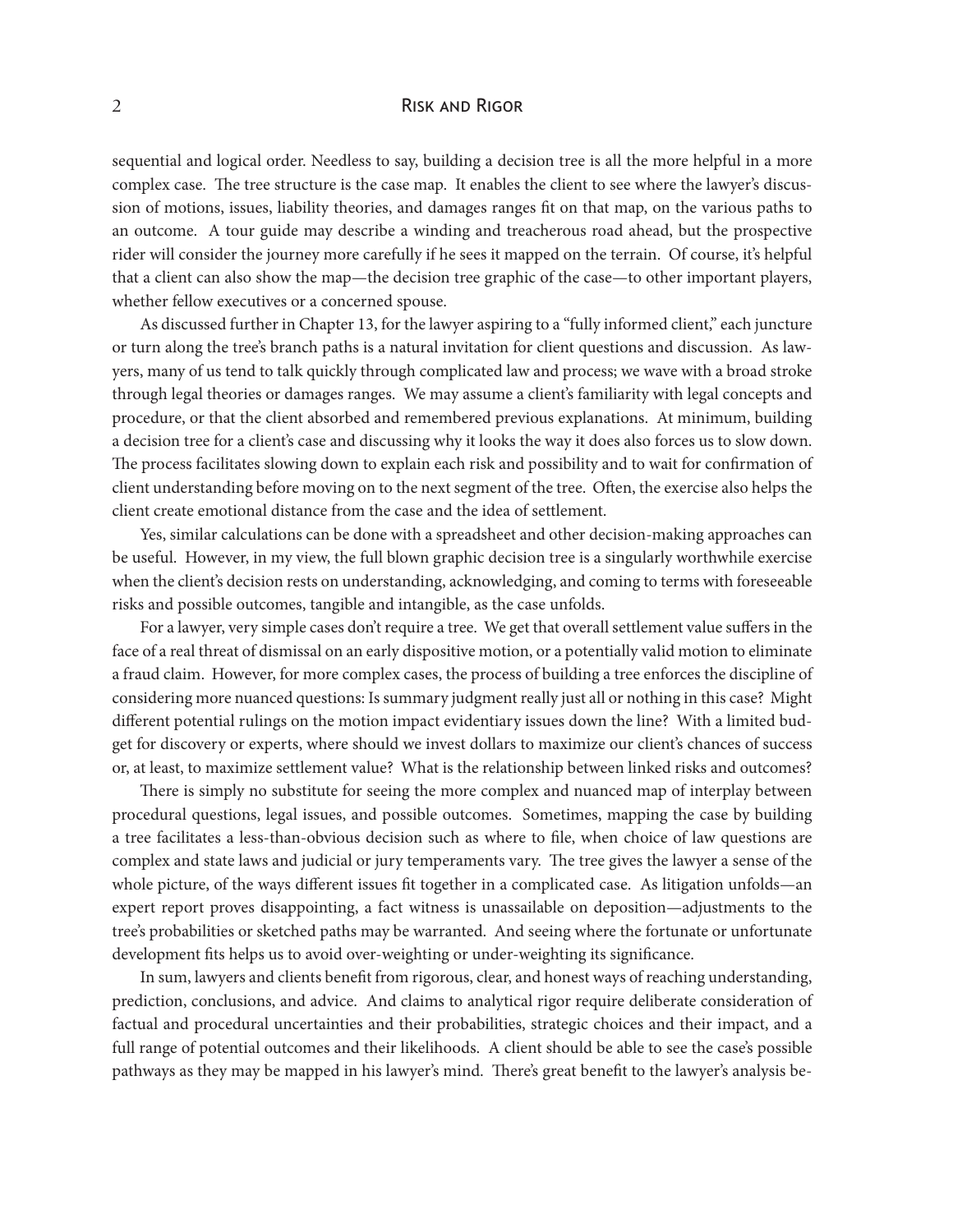sequential and logical order. Needless to say, building a decision tree is all the more helpful in a more complex case. The tree structure is the case map. It enables the client to see where the lawyer's discussion of motions, issues, liability theories, and damages ranges fit on that map, on the various paths to an outcome. A tour guide may describe a winding and treacherous road ahead, but the prospective rider will consider the journey more carefully if he sees it mapped on the terrain. Of course, it's helpful that a client can also show the map—the decision tree graphic of the case—to other important players, whether fellow executives or a concerned spouse.

As discussed further in Chapter 13, for the lawyer aspiring to a "fully informed client," each juncture or turn along the tree's branch paths is a natural invitation for client questions and discussion. As lawyers, many of us tend to talk quickly through complicated law and process; we wave with a broad stroke through legal theories or damages ranges. We may assume a client's familiarity with legal concepts and procedure, or that the client absorbed and remembered previous explanations. At minimum, building a decision tree for a client's case and discussing why it looks the way it does also forces us to slow down. The process facilitates slowing down to explain each risk and possibility and to wait for confirmation of client understanding before moving on to the next segment of the tree. Often, the exercise also helps the client create emotional distance from the case and the idea of settlement.

Yes, similar calculations can be done with a spreadsheet and other decision-making approaches can be useful. However, in my view, the full blown graphic decision tree is a singularly worthwhile exercise when the client's decision rests on understanding, acknowledging, and coming to terms with foreseeable risks and possible outcomes, tangible and intangible, as the case unfolds.

For a lawyer, very simple cases don't require a tree. We get that overall settlement value suffers in the face of a real threat of dismissal on an early dispositive motion, or a potentially valid motion to eliminate a fraud claim. However, for more complex cases, the process of building a tree enforces the discipline of considering more nuanced questions: Is summary judgment really just all or nothing in this case? Might different potential rulings on the motion impact evidentiary issues down the line? With a limited budget for discovery or experts, where should we invest dollars to maximize our client's chances of success or, at least, to maximize settlement value? What is the relationship between linked risks and outcomes?

There is simply no substitute for seeing the more complex and nuanced map of interplay between procedural questions, legal issues, and possible outcomes. Sometimes, mapping the case by building a tree facilitates a less-than-obvious decision such as where to file, when choice of law questions are complex and state laws and judicial or jury temperaments vary. The tree gives the lawyer a sense of the whole picture, of the ways different issues fit together in a complicated case. As litigation unfolds—an expert report proves disappointing, a fact witness is unassailable on deposition—adjustments to the tree's probabilities or sketched paths may be warranted. And seeing where the fortunate or unfortunate development fits helps us to avoid over-weighting or under-weighting its significance.

In sum, lawyers and clients benefit from rigorous, clear, and honest ways of reaching understanding, prediction, conclusions, and advice. And claims to analytical rigor require deliberate consideration of factual and procedural uncertainties and their probabilities, strategic choices and their impact, and a full range of potential outcomes and their likelihoods. A client should be able to see the case's possible pathways as they may be mapped in his lawyer's mind. There's great benefit to the lawyer's analysis be-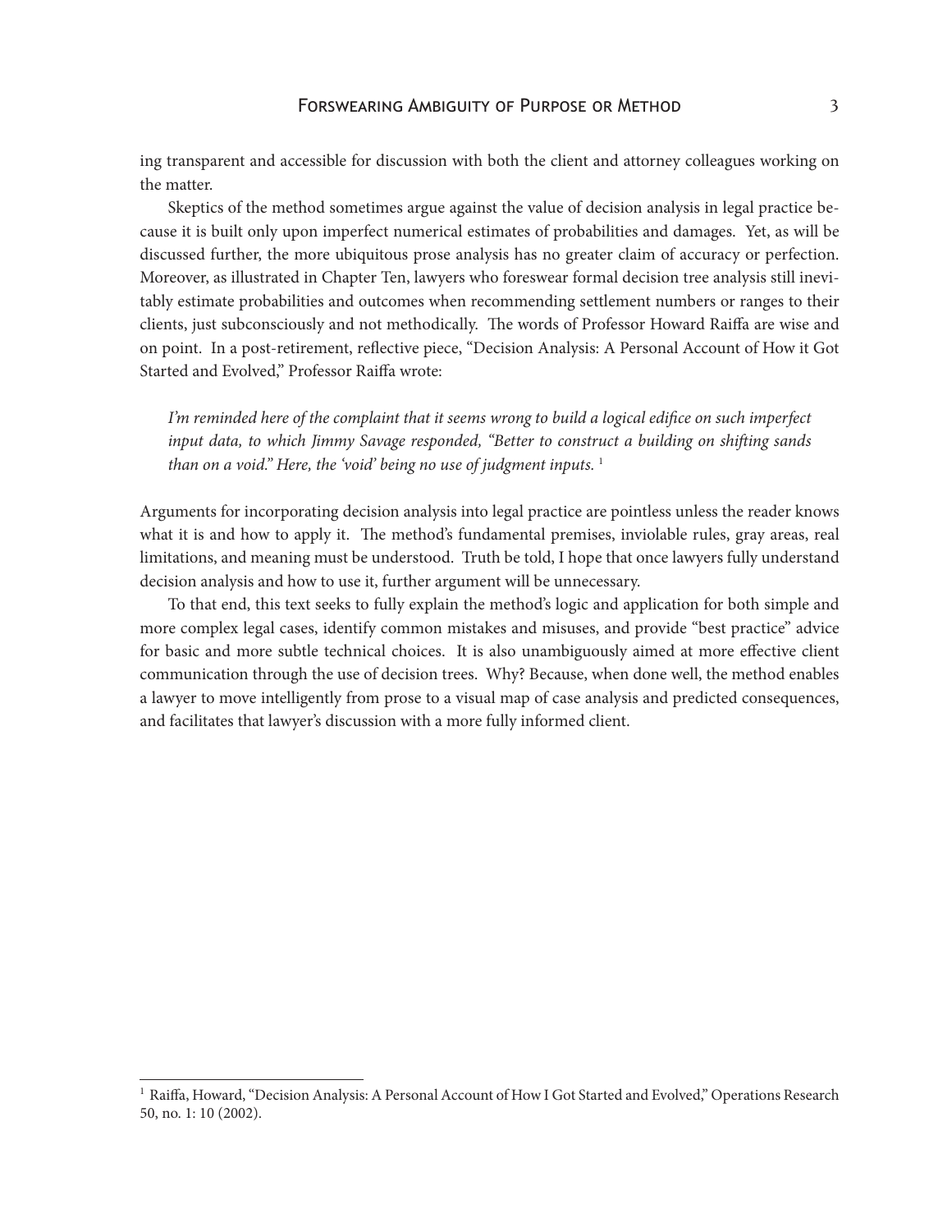ing transparent and accessible for discussion with both the client and attorney colleagues working on the matter.

Skeptics of the method sometimes argue against the value of decision analysis in legal practice because it is built only upon imperfect numerical estimates of probabilities and damages. Yet, as will be discussed further, the more ubiquitous prose analysis has no greater claim of accuracy or perfection. Moreover, as illustrated in Chapter Ten, lawyers who foreswear formal decision tree analysis still inevitably estimate probabilities and outcomes when recommending settlement numbers or ranges to their clients, just subconsciously and not methodically. The words of Professor Howard Raiffa are wise and on point. In a post-retirement, reflective piece, "Decision Analysis: A Personal Account of How it Got Started and Evolved," Professor Raiffa wrote:

> *I'm reminded here of the complaint that it seems wrong to build a logical edifice on such imperfect input data, to which Jimmy Savage responded, "Better to construct a building on shifting sands than on a void." Here, the 'void' being no use of judgment inputs.* [1]

Arguments for incorporating decision analysis into legal practice are pointless unless the reader knows what it is and how to apply it. The method's fundamental premises, inviolable rules, gray areas, real limitations, and meaning must be understood. Truth be told, I hope that once lawyers fully understand decision analysis and how to use it, further argument will be unnecessary.

To that end, this text seeks to fully explain the method's logic and application for both simple and more complex legal cases, identify common mistakes and misuses, and provide "best practice" advice for basic and more subtle technical choices. It is also unambiguously aimed at more effective client communication through the use of decision trees. Why? Because, when done well, the method enables a lawyer to move intelligently from prose to a visual map of case analysis and predicted consequences, and facilitates that lawyer's discussion with a more fully informed client.

---

[1] Raiffa, Howard, "Decision Analysis: A Personal Account of How I Got Started and Evolved," Operations Research 50, no. 1: 10 (2002).